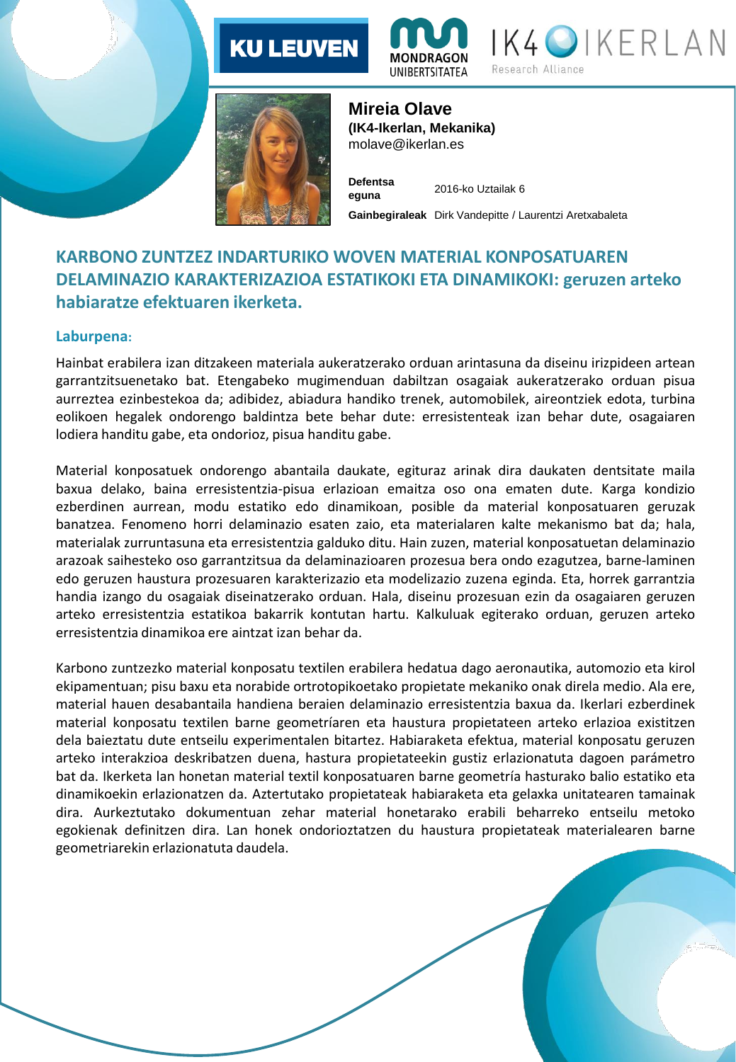KU LEUVEN | MONDRAGON UNIBERTSITATEA | IK4 IKERLAN Research Alliance

**Mireia Olave**
**(IK4-Ikerlan, Mekanika)**
molave@ikerlan.es

| | |
|---|---|
| **Defentsa eguna** | 2016-ko Uztailak 6 |
| **Gainbegiraleak** | Dirk Vandepitte / Laurentzi Aretxabaleta |

## KARBONO ZUNTZEZ INDARTURIKO WOVEN MATERIAL KONPOSATUAREN DELAMINAZIO KARAKTERIZAZIOA ESTATIKOKI ETA DINAMIKOKI: geruzen arteko habiaratze efektuaren ikerketa.

### Laburpena:

Hainbat erabilera izan ditzakeen materiala aukeratzerako orduan arintasuna da diseinu irizpideen artean garrantzitsuenetako bat. Etengabeko mugimenduan dabiltzan osagaiak aukeratzerako orduan pisua aurreztea ezinbestekoa da; adibidez, abiadura handiko trenek, automobilek, aireontziek edota, turbina eolikoen hegalek ondorengo baldintza bete behar dute: erresistenteak izan behar dute, osagaiaren lodiera handitu gabe, eta ondorioz, pisua handitu gabe.

Material konposatuek ondorengo abantaila daukate, egituraz arinak dira daukaten dentsitate maila baxua delako, baina erresistentzia-pisua erlazioan emaitza oso ona ematen dute. Karga kondizio ezberdinen aurrean, modu estatiko edo dinamikoan, posible da material konposatuaren geruzak banatzea. Fenomeno horri delaminazio esaten zaio, eta materialaren kalte mekanismo bat da; hala, materialak zurruntasuna eta erresistentzia galduko ditu. Hain zuzen, material konposatuetan delaminazio arazoak saihesteko oso garrantzitsua da delaminazioaren prozesua bera ondo ezagutzea, barne-laminen edo geruzen haustura prozesuaren karakterizazio eta modelizazio zuzena eginda. Eta, horrek garrantzia handia izango du osagaiak diseinatzerako orduan. Hala, diseinu prozesuan ezin da osagaiaren geruzen arteko erresistentzia estatikoa bakarrik kontutan hartu. Kalkuluak egiterako orduan, geruzen arteko erresistentzia dinamikoa ere aintzat izan behar da.

Karbono zuntzezko material konposatu textilen erabilera hedatua dago aeronautika, automozio eta kirol ekipamentuan; pisu baxu eta norabide ortrotopikoetako propietate mekaniko onak direla medio. Ala ere, material hauen desabantaila handiena beraien delaminazio erresistentzia baxua da. Ikerlari ezberdinek material konposatu textilen barne geometríaren eta haustura propietateen arteko erlazioa existitzen dela baieztatu dute entseilu experimentalen bitartez. Habiaraketa efektua, material konposatu geruzen arteko interakzioa deskribatzen duena, hastura propietateekin gustiz erlazionatuta dagoen parámetro bat da. Ikerketa lan honetan material textil konposatuaren barne geometría hasturako balio estatiko eta dinamikoekin erlazionatzen da. Aztertutako propietateak habiaraketa eta gelaxka unitatearen tamainak dira. Aurkeztutako dokumentuan zehar material honetarako erabili beharreko entseilu metoko egokienak definitzen dira. Lan honek ondorioztatzen du haustura propietateak materialearen barne geometriarekin erlazionatuta daudela.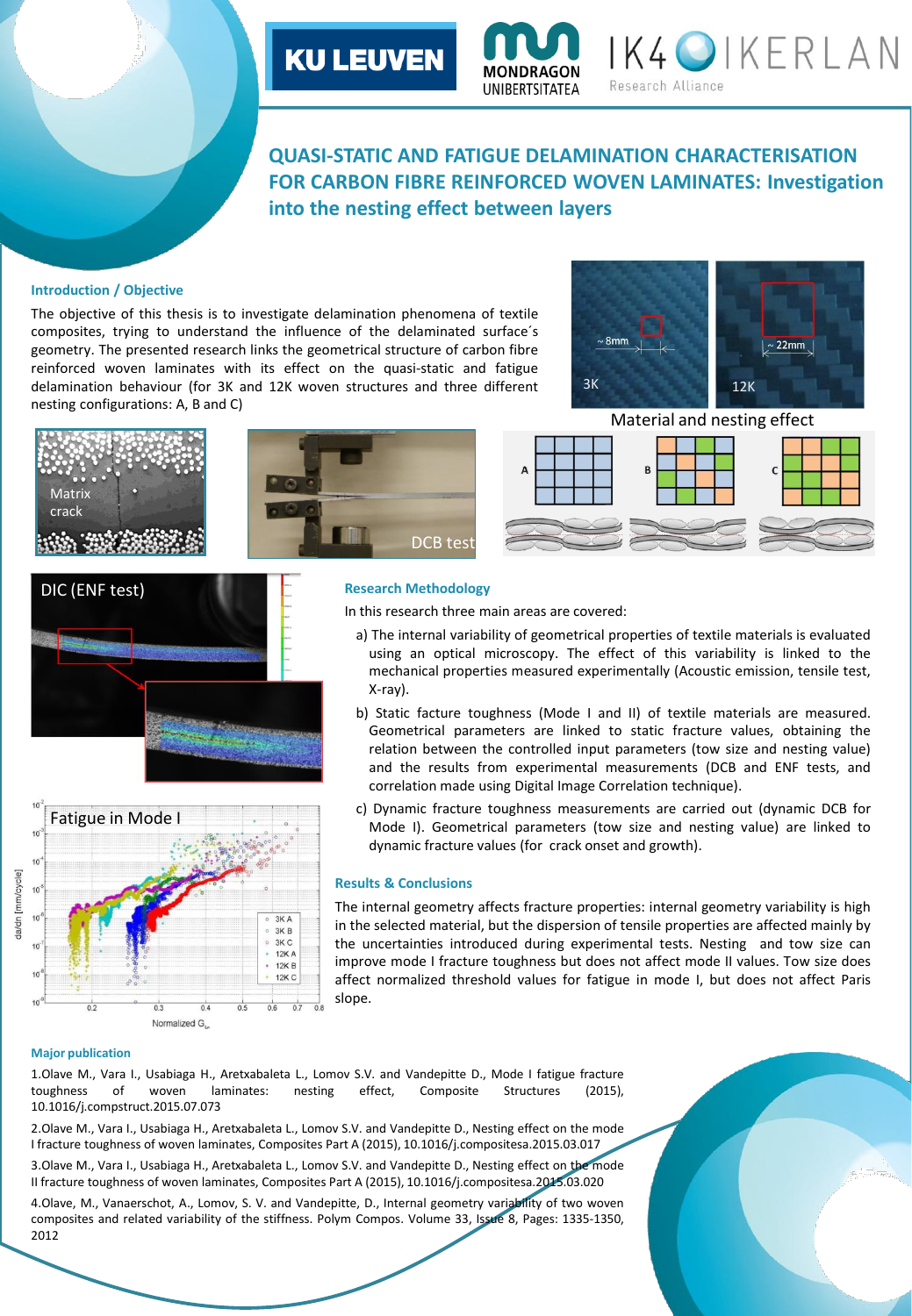# QUASI-STATIC AND FATIGUE DELAMINATION CHARACTERISATION FOR CARBON FIBRE REINFORCED WOVEN LAMINATES: Investigation into the nesting effect between layers

## Introduction / Objective

The objective of this thesis is to investigate delamination phenomena of textile composites, trying to understand the influence of the delaminated surface´s geometry. The presented research links the geometrical structure of carbon fibre reinforced woven laminates with its effect on the quasi-static and fatigue delamination behaviour (for 3K and 12K woven structures and three different nesting configurations: A, B and C)

~ 8mm
3K
~ 22mm
12K

Material and nesting effect

A
B
C

Matrix crack

DCB test

DIC (ENF test)

Fatigue in Mode I

da/dn [mm/cycle]

Normalized $G_{I}$

3K A
3K B
3K C
12K A
12K B
12K C

## Research Methodology

In this research three main areas are covered:

a) The internal variability of geometrical properties of textile materials is evaluated using an optical microscopy. The effect of this variability is linked to the mechanical properties measured experimentally (Acoustic emission, tensile test, X-ray).

b) Static facture toughness (Mode I and II) of textile materials are measured. Geometrical parameters are linked to static fracture values, obtaining the relation between the controlled input parameters (tow size and nesting value) and the results from experimental measurements (DCB and ENF tests, and correlation made using Digital Image Correlation technique).

c) Dynamic fracture toughness measurements are carried out (dynamic DCB for Mode I). Geometrical parameters (tow size and nesting value) are linked to dynamic fracture values (for crack onset and growth).

## Results & Conclusions

The internal geometry affects fracture properties: internal geometry variability is high in the selected material, but the dispersion of tensile properties are affected mainly by the uncertainties introduced during experimental tests. Nesting and tow size can improve mode I fracture toughness but does not affect mode II values. Tow size does affect normalized threshold values for fatigue in mode I, but does not affect Paris slope.

## Major publication

1.Olave M., Vara I., Usabiaga H., Aretxabaleta L., Lomov S.V. and Vandepitte D., Mode I fatigue fracture toughness of woven laminates: nesting effect, Composite Structures (2015), 10.1016/j.compstruct.2015.07.073

2.Olave M., Vara I., Usabiaga H., Aretxabaleta L., Lomov S.V. and Vandepitte D., Nesting effect on the mode I fracture toughness of woven laminates, Composites Part A (2015), 10.1016/j.compositesa.2015.03.017

3.Olave M., Vara I., Usabiaga H., Aretxabaleta L., Lomov S.V. and Vandepitte D., Nesting effect on the mode II fracture toughness of woven laminates, Composites Part A (2015), 10.1016/j.compositesa.2015.03.020

4.Olave, M., Vanaerschot, A., Lomov, S. V. and Vandepitte, D., Internal geometry variability of two woven composites and related variability of the stiffness. Polym Compos. Volume 33, Issue 8, Pages: 1335-1350, 2012